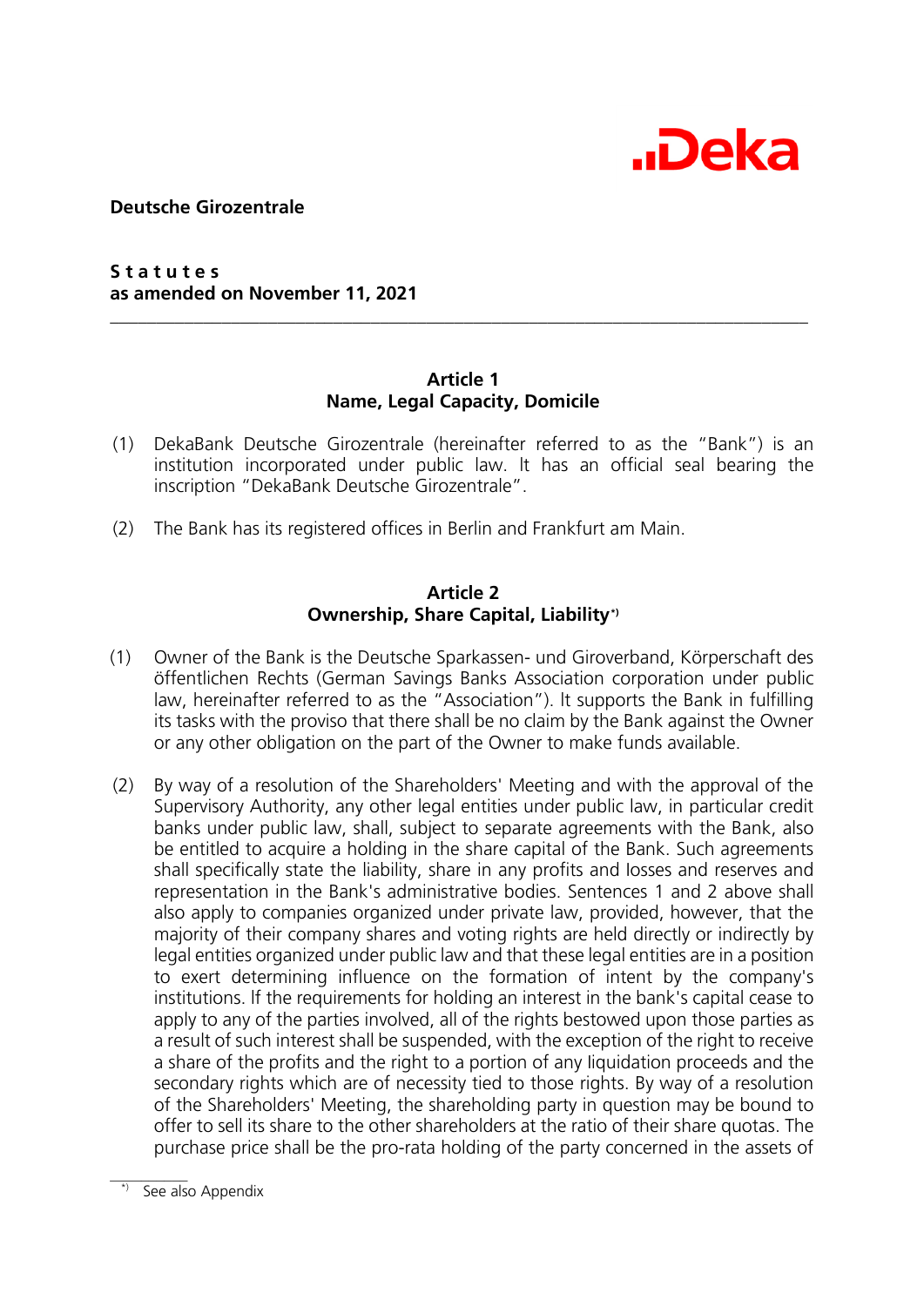**Deutsche Girozentrale**

**S t a t u t e s**
**as amended on November 11, 2021**

---

## Article 1
## Name, Legal Capacity, Domicile

(1) DekaBank Deutsche Girozentrale (hereinafter referred to as the "Bank") is an institution incorporated under public law. It has an official seal bearing the inscription "DekaBank Deutsche Girozentrale".

(2) The Bank has its registered offices in Berlin and Frankfurt am Main.

## Article 2
## Ownership, Share Capital, Liability*)

(1) Owner of the Bank is the Deutsche Sparkassen- und Giroverband, Körperschaft des öffentlichen Rechts (German Savings Banks Association corporation under public law, hereinafter referred to as the "Association"). It supports the Bank in fulfilling its tasks with the proviso that there shall be no claim by the Bank against the Owner or any other obligation on the part of the Owner to make funds available.

(2) By way of a resolution of the Shareholders' Meeting and with the approval of the Supervisory Authority, any other legal entities under public law, in particular credit banks under public law, shall, subject to separate agreements with the Bank, also be entitled to acquire a holding in the share capital of the Bank. Such agreements shall specifically state the liability, share in any profits and losses and reserves and representation in the Bank's administrative bodies. Sentences 1 and 2 above shall also apply to companies organized under private law, provided, however, that the majority of their company shares and voting rights are held directly or indirectly by legal entities organized under public law and that these legal entities are in a position to exert determining influence on the formation of intent by the company's institutions. If the requirements for holding an interest in the bank's capital cease to apply to any of the parties involved, all of the rights bestowed upon those parties as a result of such interest shall be suspended, with the exception of the right to receive a share of the profits and the right to a portion of any liquidation proceeds and the secondary rights which are of necessity tied to those rights. By way of a resolution of the Shareholders' Meeting, the shareholding party in question may be bound to offer to sell its share to the other shareholders at the ratio of their share quotas. The purchase price shall be the pro-rata holding of the party concerned in the assets of

---

*) See also Appendix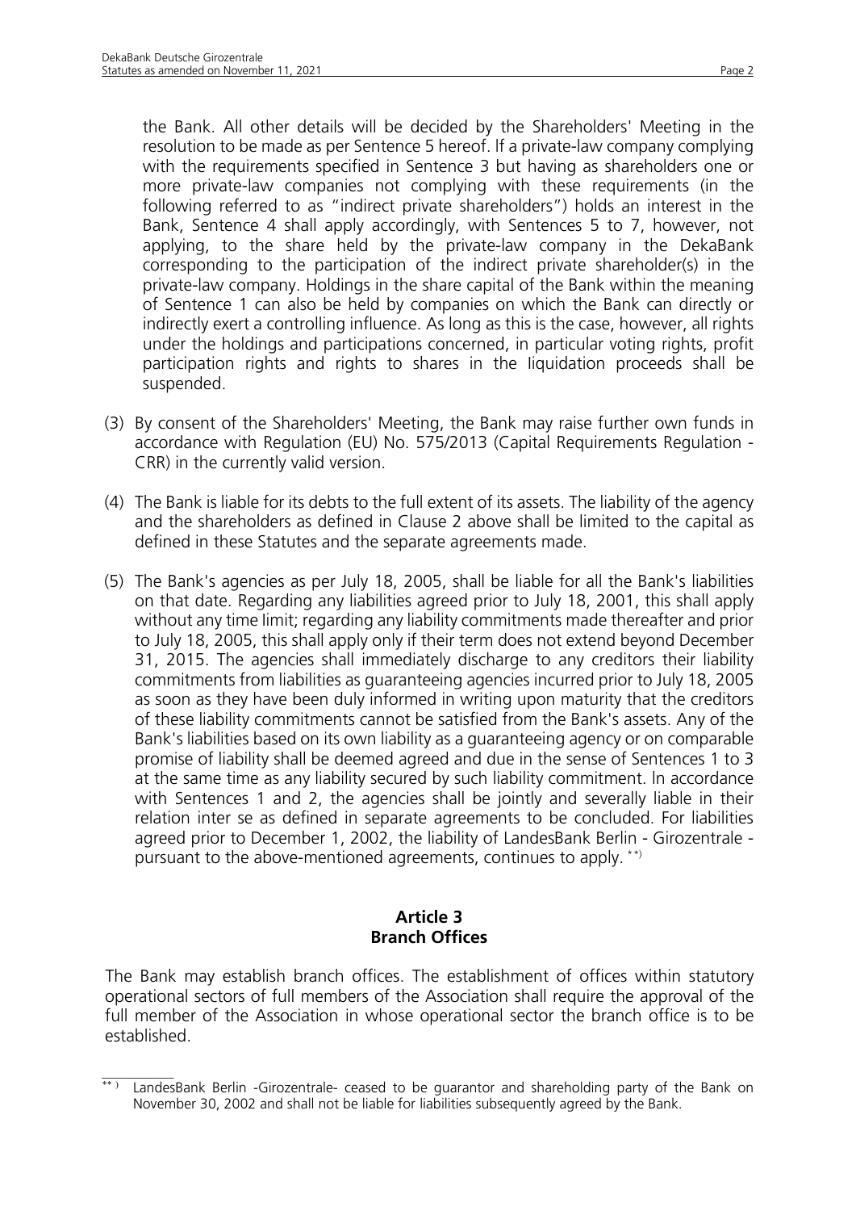the Bank. All other details will be decided by the Shareholders' Meeting in the resolution to be made as per Sentence 5 hereof. If a private-law company complying with the requirements specified in Sentence 3 but having as shareholders one or more private-law companies not complying with these requirements (in the following referred to as "indirect private shareholders") holds an interest in the Bank, Sentence 4 shall apply accordingly, with Sentences 5 to 7, however, not applying, to the share held by the private-law company in the DekaBank corresponding to the participation of the indirect private shareholder(s) in the private-law company. Holdings in the share capital of the Bank within the meaning of Sentence 1 can also be held by companies on which the Bank can directly or indirectly exert a controlling influence. As long as this is the case, however, all rights under the holdings and participations concerned, in particular voting rights, profit participation rights and rights to shares in the liquidation proceeds shall be suspended.

(3) By consent of the Shareholders' Meeting, the Bank may raise further own funds in accordance with Regulation (EU) No. 575/2013 (Capital Requirements Regulation - CRR) in the currently valid version.

(4) The Bank is liable for its debts to the full extent of its assets. The liability of the agency and the shareholders as defined in Clause 2 above shall be limited to the capital as defined in these Statutes and the separate agreements made.

(5) The Bank's agencies as per July 18, 2005, shall be liable for all the Bank's liabilities on that date. Regarding any liabilities agreed prior to July 18, 2001, this shall apply without any time limit; regarding any liability commitments made thereafter and prior to July 18, 2005, this shall apply only if their term does not extend beyond December 31, 2015. The agencies shall immediately discharge to any creditors their liability commitments from liabilities as guaranteeing agencies incurred prior to July 18, 2005 as soon as they have been duly informed in writing upon maturity that the creditors of these liability commitments cannot be satisfied from the Bank's assets. Any of the Bank's liabilities based on its own liability as a guaranteeing agency or on comparable promise of liability shall be deemed agreed and due in the sense of Sentences 1 to 3 at the same time as any liability secured by such liability commitment. In accordance with Sentences 1 and 2, the agencies shall be jointly and severally liable in their relation inter se as defined in separate agreements to be concluded. For liabilities agreed prior to December 1, 2002, the liability of LandesBank Berlin - Girozentrale - pursuant to the above-mentioned agreements, continues to apply. [**)]

## Article 3
## Branch Offices

The Bank may establish branch offices. The establishment of offices within statutory operational sectors of full members of the Association shall require the approval of the full member of the Association in whose operational sector the branch office is to be established.

---

[**)] LandesBank Berlin -Girozentrale- ceased to be guarantor and shareholding party of the Bank on November 30, 2002 and shall not be liable for liabilities subsequently agreed by the Bank.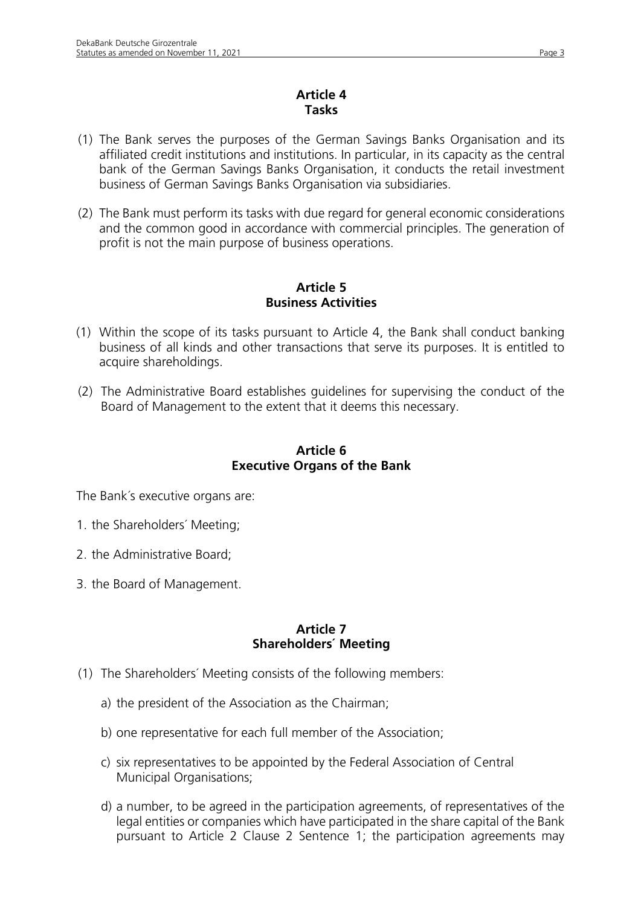## Article 4
## Tasks

(1) The Bank serves the purposes of the German Savings Banks Organisation and its affiliated credit institutions and institutions. In particular, in its capacity as the central bank of the German Savings Banks Organisation, it conducts the retail investment business of German Savings Banks Organisation via subsidiaries.

(2) The Bank must perform its tasks with due regard for general economic considerations and the common good in accordance with commercial principles. The generation of profit is not the main purpose of business operations.

## Article 5
## Business Activities

(1) Within the scope of its tasks pursuant to Article 4, the Bank shall conduct banking business of all kinds and other transactions that serve its purposes. It is entitled to acquire shareholdings.

(2) The Administrative Board establishes guidelines for supervising the conduct of the Board of Management to the extent that it deems this necessary.

## Article 6
## Executive Organs of the Bank

The Bank´s executive organs are:

1. the Shareholders´ Meeting;
2. the Administrative Board;
3. the Board of Management.

## Article 7
## Shareholders´ Meeting

(1) The Shareholders´ Meeting consists of the following members:

   a) the president of the Association as the Chairman;

   b) one representative for each full member of the Association;

   c) six representatives to be appointed by the Federal Association of Central Municipal Organisations;

   d) a number, to be agreed in the participation agreements, of representatives of the legal entities or companies which have participated in the share capital of the Bank pursuant to Article 2 Clause 2 Sentence 1; the participation agreements may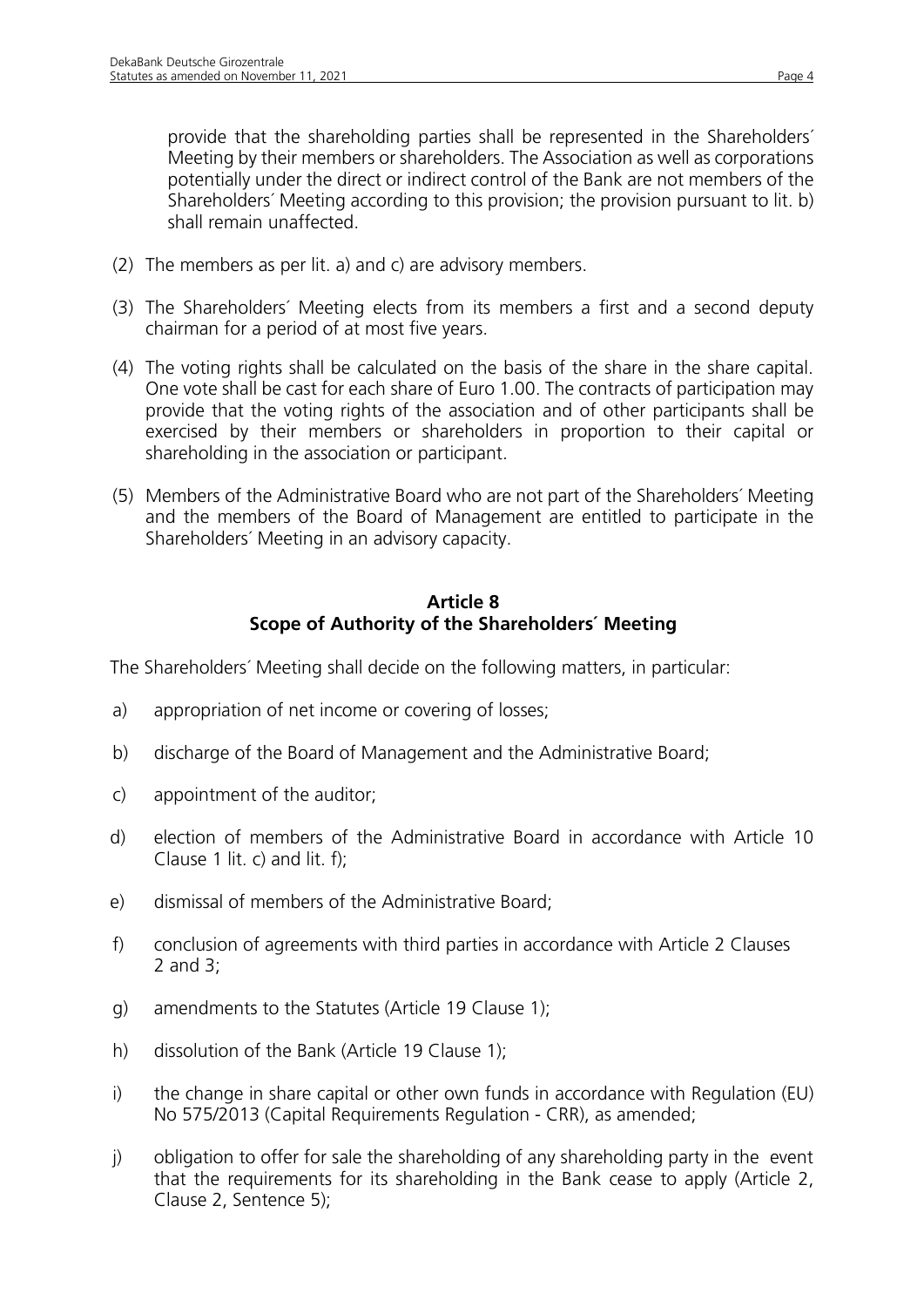provide that the shareholding parties shall be represented in the Shareholders´ Meeting by their members or shareholders. The Association as well as corporations potentially under the direct or indirect control of the Bank are not members of the Shareholders´ Meeting according to this provision; the provision pursuant to lit. b) shall remain unaffected.

(2) The members as per lit. a) and c) are advisory members.

(3) The Shareholders´ Meeting elects from its members a first and a second deputy chairman for a period of at most five years.

(4) The voting rights shall be calculated on the basis of the share in the share capital. One vote shall be cast for each share of Euro 1.00. The contracts of participation may provide that the voting rights of the association and of other participants shall be exercised by their members or shareholders in proportion to their capital or shareholding in the association or participant.

(5) Members of the Administrative Board who are not part of the Shareholders´ Meeting and the members of the Board of Management are entitled to participate in the Shareholders´ Meeting in an advisory capacity.

## Article 8
## Scope of Authority of the Shareholders´ Meeting

The Shareholders´ Meeting shall decide on the following matters, in particular:

a) appropriation of net income or covering of losses;

b) discharge of the Board of Management and the Administrative Board;

c) appointment of the auditor;

d) election of members of the Administrative Board in accordance with Article 10 Clause 1 lit. c) and lit. f);

e) dismissal of members of the Administrative Board;

f) conclusion of agreements with third parties in accordance with Article 2 Clauses 2 and 3;

g) amendments to the Statutes (Article 19 Clause 1);

h) dissolution of the Bank (Article 19 Clause 1);

i) the change in share capital or other own funds in accordance with Regulation (EU) No 575/2013 (Capital Requirements Regulation - CRR), as amended;

j) obligation to offer for sale the shareholding of any shareholding party in the event that the requirements for its shareholding in the Bank cease to apply (Article 2, Clause 2, Sentence 5);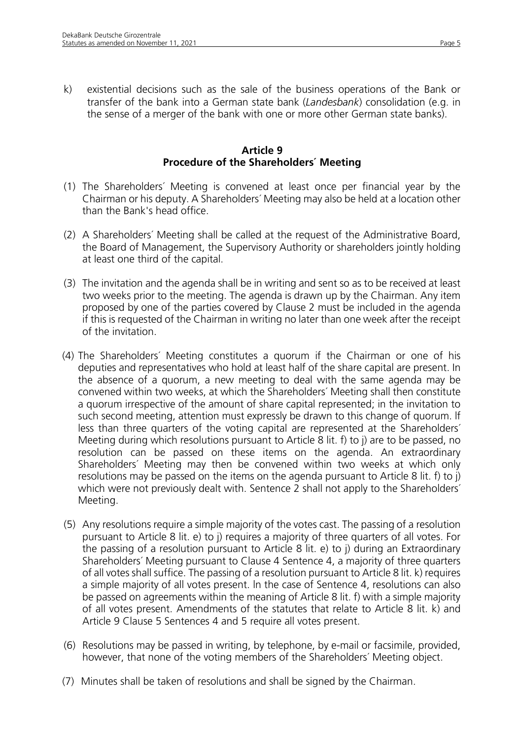k) existential decisions such as the sale of the business operations of the Bank or transfer of the bank into a German state bank (*Landesbank*) consolidation (e.g. in the sense of a merger of the bank with one or more other German state banks).

## Article 9
## Procedure of the Shareholders´ Meeting

(1) The Shareholders´ Meeting is convened at least once per financial year by the Chairman or his deputy. A Shareholders´ Meeting may also be held at a location other than the Bank's head office.

(2) A Shareholders´ Meeting shall be called at the request of the Administrative Board, the Board of Management, the Supervisory Authority or shareholders jointly holding at least one third of the capital.

(3) The invitation and the agenda shall be in writing and sent so as to be received at least two weeks prior to the meeting. The agenda is drawn up by the Chairman. Any item proposed by one of the parties covered by Clause 2 must be included in the agenda if this is requested of the Chairman in writing no later than one week after the receipt of the invitation.

(4) The Shareholders´ Meeting constitutes a quorum if the Chairman or one of his deputies and representatives who hold at least half of the share capital are present. In the absence of a quorum, a new meeting to deal with the same agenda may be convened within two weeks, at which the Shareholders´ Meeting shall then constitute a quorum irrespective of the amount of share capital represented; in the invitation to such second meeting, attention must expressly be drawn to this change of quorum. If less than three quarters of the voting capital are represented at the Shareholders´ Meeting during which resolutions pursuant to Article 8 lit. f) to j) are to be passed, no resolution can be passed on these items on the agenda. An extraordinary Shareholders´ Meeting may then be convened within two weeks at which only resolutions may be passed on the items on the agenda pursuant to Article 8 lit. f) to j) which were not previously dealt with. Sentence 2 shall not apply to the Shareholders´ Meeting.

(5) Any resolutions require a simple majority of the votes cast. The passing of a resolution pursuant to Article 8 lit. e) to j) requires a majority of three quarters of all votes. For the passing of a resolution pursuant to Article 8 lit. e) to j) during an Extraordinary Shareholders´ Meeting pursuant to Clause 4 Sentence 4, a majority of three quarters of all votes shall suffice. The passing of a resolution pursuant to Article 8 lit. k) requires a simple majority of all votes present. In the case of Sentence 4, resolutions can also be passed on agreements within the meaning of Article 8 lit. f) with a simple majority of all votes present. Amendments of the statutes that relate to Article 8 lit. k) and Article 9 Clause 5 Sentences 4 and 5 require all votes present.

(6) Resolutions may be passed in writing, by telephone, by e-mail or facsimile, provided, however, that none of the voting members of the Shareholders´ Meeting object.

(7) Minutes shall be taken of resolutions and shall be signed by the Chairman.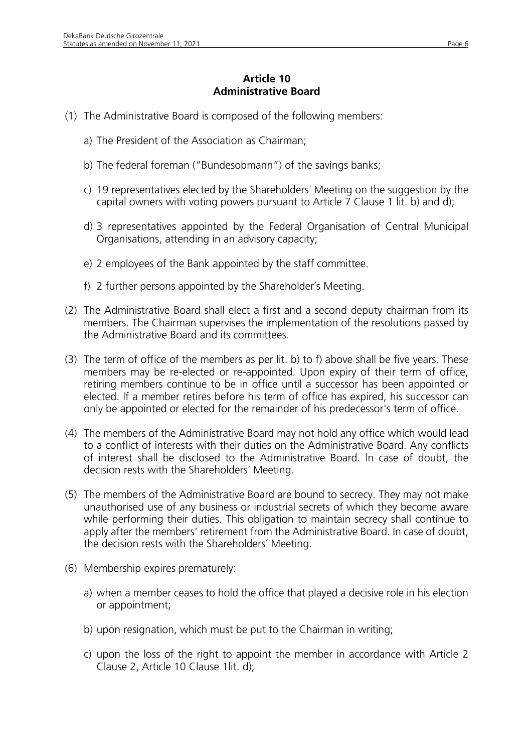## Article 10
## Administrative Board

(1) The Administrative Board is composed of the following members:

   a) The President of the Association as Chairman;

   b) The federal foreman ("Bundesobmann") of the savings banks;

   c) 19 representatives elected by the Shareholders´ Meeting on the suggestion by the capital owners with voting powers pursuant to Article 7 Clause 1 lit. b) and d);

   d) 3 representatives appointed by the Federal Organisation of Central Municipal Organisations, attending in an advisory capacity;

   e) 2 employees of the Bank appointed by the staff committee.

   f) 2 further persons appointed by the Shareholder´s Meeting.

(2) The Administrative Board shall elect a first and a second deputy chairman from its members. The Chairman supervises the implementation of the resolutions passed by the Administrative Board and its committees.

(3) The term of office of the members as per lit. b) to f) above shall be five years. These members may be re-elected or re-appointed. Upon expiry of their term of office, retiring members continue to be in office until a successor has been appointed or elected. If a member retires before his term of office has expired, his successor can only be appointed or elected for the remainder of his predecessor's term of office.

(4) The members of the Administrative Board may not hold any office which would lead to a conflict of interests with their duties on the Administrative Board. Any conflicts of interest shall be disclosed to the Administrative Board. In case of doubt, the decision rests with the Shareholders´ Meeting.

(5) The members of the Administrative Board are bound to secrecy. They may not make unauthorised use of any business or industrial secrets of which they become aware while performing their duties. This obligation to maintain secrecy shall continue to apply after the members' retirement from the Administrative Board. In case of doubt, the decision rests with the Shareholders´ Meeting.

(6) Membership expires prematurely:

   a) when a member ceases to hold the office that played a decisive role in his election or appointment;

   b) upon resignation, which must be put to the Chairman in writing;

   c) upon the loss of the right to appoint the member in accordance with Article 2 Clause 2, Article 10 Clause 1lit. d);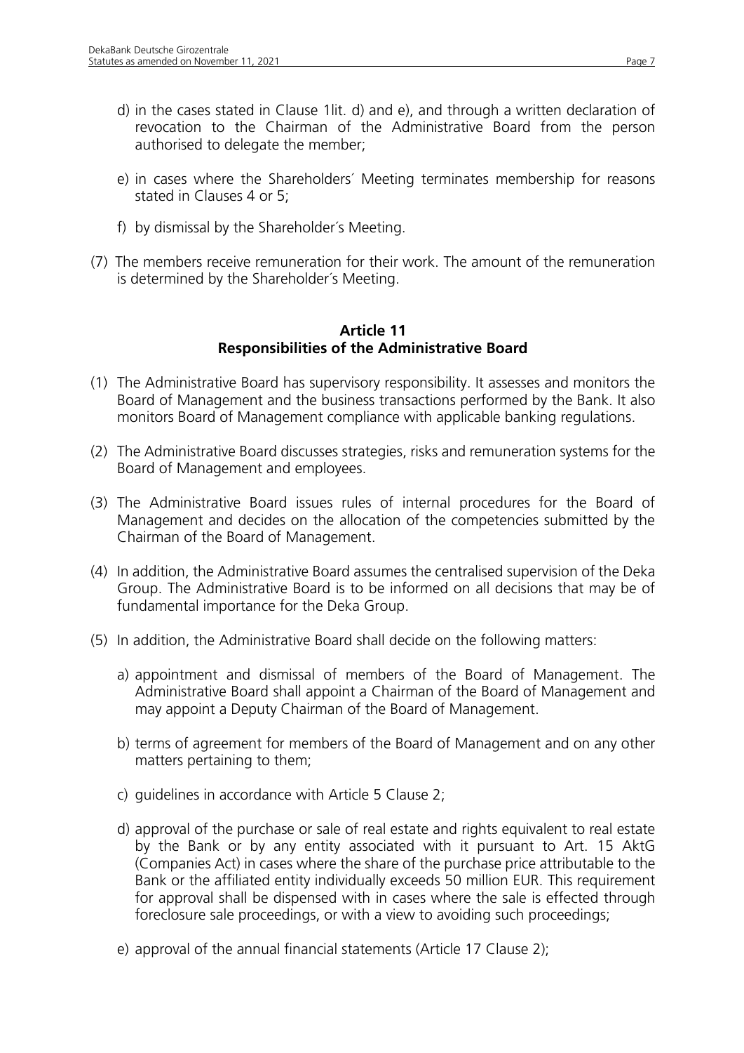d) in the cases stated in Clause 1lit. d) and e), and through a written declaration of revocation to the Chairman of the Administrative Board from the person authorised to delegate the member;

e) in cases where the Shareholders´ Meeting terminates membership for reasons stated in Clauses 4 or 5;

f) by dismissal by the Shareholder´s Meeting.

(7) The members receive remuneration for their work. The amount of the remuneration is determined by the Shareholder´s Meeting.

## Article 11
## Responsibilities of the Administrative Board

(1) The Administrative Board has supervisory responsibility. It assesses and monitors the Board of Management and the business transactions performed by the Bank. It also monitors Board of Management compliance with applicable banking regulations.

(2) The Administrative Board discusses strategies, risks and remuneration systems for the Board of Management and employees.

(3) The Administrative Board issues rules of internal procedures for the Board of Management and decides on the allocation of the competencies submitted by the Chairman of the Board of Management.

(4) In addition, the Administrative Board assumes the centralised supervision of the Deka Group. The Administrative Board is to be informed on all decisions that may be of fundamental importance for the Deka Group.

(5) In addition, the Administrative Board shall decide on the following matters:

a) appointment and dismissal of members of the Board of Management. The Administrative Board shall appoint a Chairman of the Board of Management and may appoint a Deputy Chairman of the Board of Management.

b) terms of agreement for members of the Board of Management and on any other matters pertaining to them;

c) guidelines in accordance with Article 5 Clause 2;

d) approval of the purchase or sale of real estate and rights equivalent to real estate by the Bank or by any entity associated with it pursuant to Art. 15 AktG (Companies Act) in cases where the share of the purchase price attributable to the Bank or the affiliated entity individually exceeds 50 million EUR. This requirement for approval shall be dispensed with in cases where the sale is effected through foreclosure sale proceedings, or with a view to avoiding such proceedings;

e) approval of the annual financial statements (Article 17 Clause 2);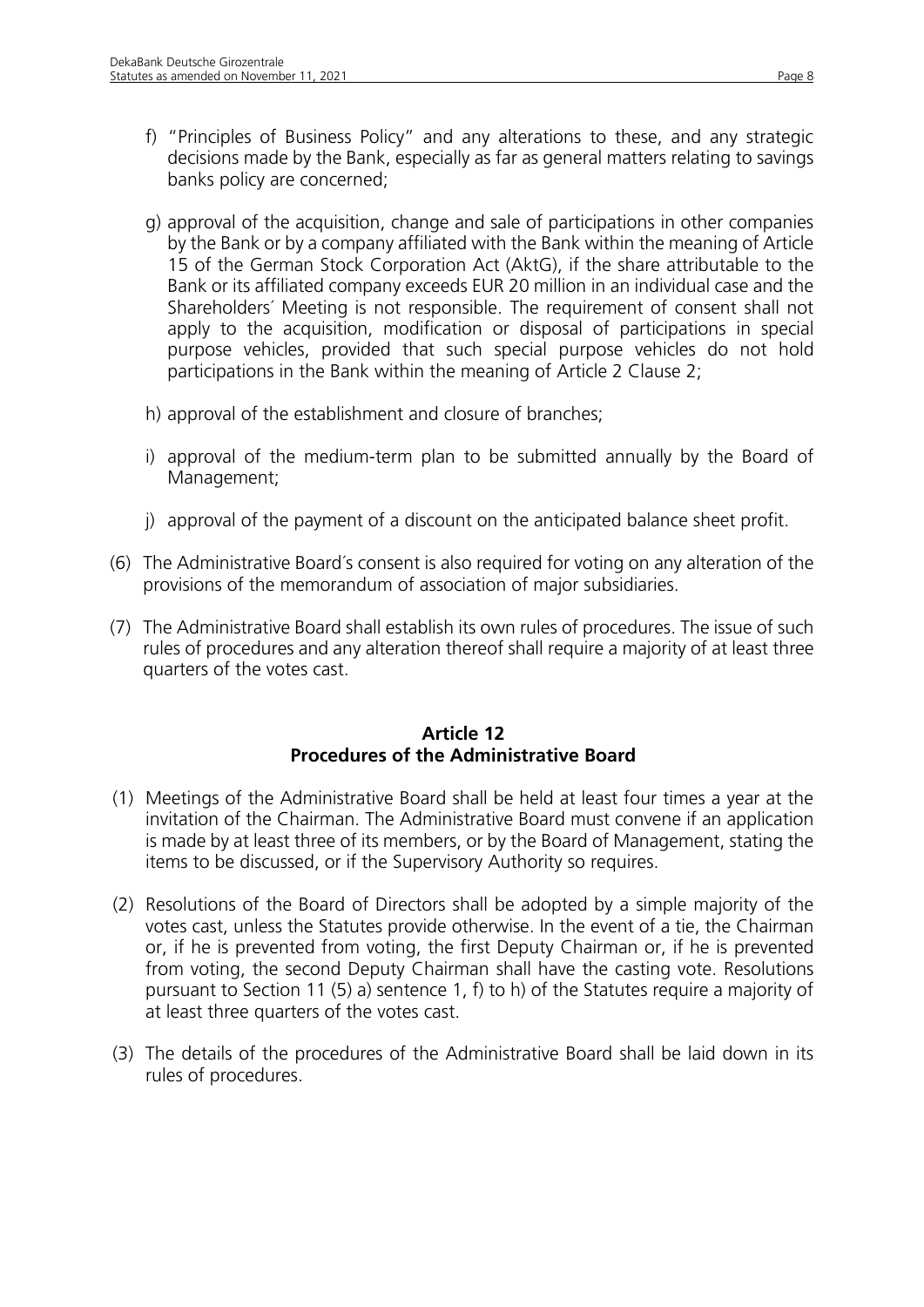f) "Principles of Business Policy" and any alterations to these, and any strategic decisions made by the Bank, especially as far as general matters relating to savings banks policy are concerned;

g) approval of the acquisition, change and sale of participations in other companies by the Bank or by a company affiliated with the Bank within the meaning of Article 15 of the German Stock Corporation Act (AktG), if the share attributable to the Bank or its affiliated company exceeds EUR 20 million in an individual case and the Shareholders´ Meeting is not responsible. The requirement of consent shall not apply to the acquisition, modification or disposal of participations in special purpose vehicles, provided that such special purpose vehicles do not hold participations in the Bank within the meaning of Article 2 Clause 2;

h) approval of the establishment and closure of branches;

i) approval of the medium-term plan to be submitted annually by the Board of Management;

j) approval of the payment of a discount on the anticipated balance sheet profit.

(6) The Administrative Board´s consent is also required for voting on any alteration of the provisions of the memorandum of association of major subsidiaries.

(7) The Administrative Board shall establish its own rules of procedures. The issue of such rules of procedures and any alteration thereof shall require a majority of at least three quarters of the votes cast.

## Article 12
## Procedures of the Administrative Board

(1) Meetings of the Administrative Board shall be held at least four times a year at the invitation of the Chairman. The Administrative Board must convene if an application is made by at least three of its members, or by the Board of Management, stating the items to be discussed, or if the Supervisory Authority so requires.

(2) Resolutions of the Board of Directors shall be adopted by a simple majority of the votes cast, unless the Statutes provide otherwise. In the event of a tie, the Chairman or, if he is prevented from voting, the first Deputy Chairman or, if he is prevented from voting, the second Deputy Chairman shall have the casting vote. Resolutions pursuant to Section 11 (5) a) sentence 1, f) to h) of the Statutes require a majority of at least three quarters of the votes cast.

(3) The details of the procedures of the Administrative Board shall be laid down in its rules of procedures.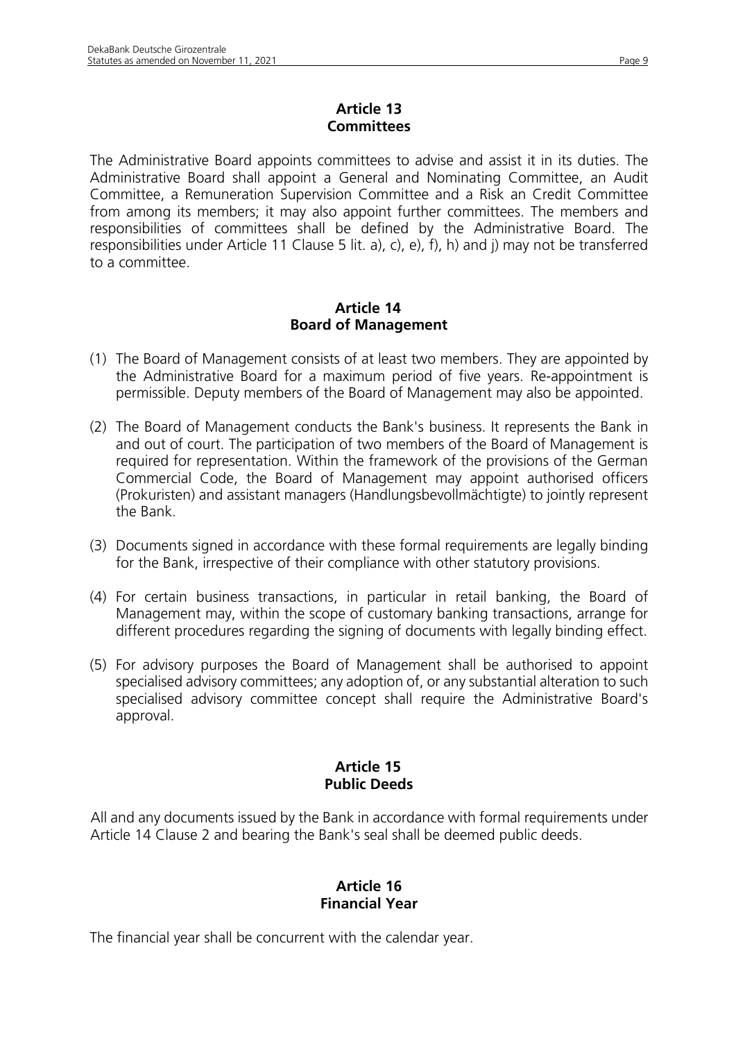## Article 13
## Committees

The Administrative Board appoints committees to advise and assist it in its duties. The Administrative Board shall appoint a General and Nominating Committee, an Audit Committee, a Remuneration Supervision Committee and a Risk an Credit Committee from among its members; it may also appoint further committees. The members and responsibilities of committees shall be defined by the Administrative Board. The responsibilities under Article 11 Clause 5 lit. a), c), e), f), h) and j) may not be transferred to a committee.

## Article 14
## Board of Management

(1) The Board of Management consists of at least two members. They are appointed by the Administrative Board for a maximum period of five years. Re-appointment is permissible. Deputy members of the Board of Management may also be appointed.

(2) The Board of Management conducts the Bank's business. It represents the Bank in and out of court. The participation of two members of the Board of Management is required for representation. Within the framework of the provisions of the German Commercial Code, the Board of Management may appoint authorised officers (Prokuristen) and assistant managers (Handlungsbevollmächtigte) to jointly represent the Bank.

(3) Documents signed in accordance with these formal requirements are legally binding for the Bank, irrespective of their compliance with other statutory provisions.

(4) For certain business transactions, in particular in retail banking, the Board of Management may, within the scope of customary banking transactions, arrange for different procedures regarding the signing of documents with legally binding effect.

(5) For advisory purposes the Board of Management shall be authorised to appoint specialised advisory committees; any adoption of, or any substantial alteration to such specialised advisory committee concept shall require the Administrative Board's approval.

## Article 15
## Public Deeds

All and any documents issued by the Bank in accordance with formal requirements under Article 14 Clause 2 and bearing the Bank's seal shall be deemed public deeds.

## Article 16
## Financial Year

The financial year shall be concurrent with the calendar year.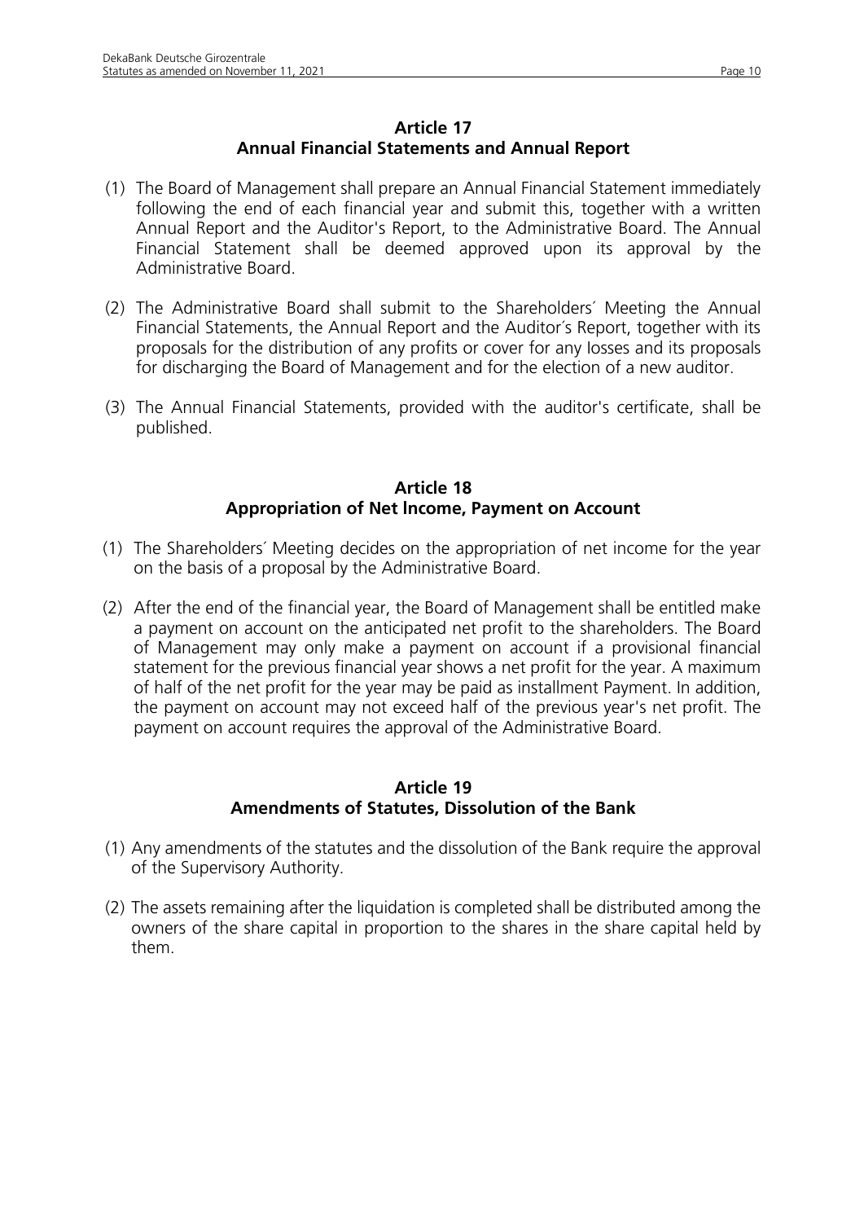## Article 17
## Annual Financial Statements and Annual Report

(1) The Board of Management shall prepare an Annual Financial Statement immediately following the end of each financial year and submit this, together with a written Annual Report and the Auditor's Report, to the Administrative Board. The Annual Financial Statement shall be deemed approved upon its approval by the Administrative Board.

(2) The Administrative Board shall submit to the Shareholders´ Meeting the Annual Financial Statements, the Annual Report and the Auditor´s Report, together with its proposals for the distribution of any profits or cover for any losses and its proposals for discharging the Board of Management and for the election of a new auditor.

(3) The Annual Financial Statements, provided with the auditor's certificate, shall be published.

## Article 18
## Appropriation of Net lncome, Payment on Account

(1) The Shareholders´ Meeting decides on the appropriation of net income for the year on the basis of a proposal by the Administrative Board.

(2) After the end of the financial year, the Board of Management shall be entitled make a payment on account on the anticipated net profit to the shareholders. The Board of Management may only make a payment on account if a provisional financial statement for the previous financial year shows a net profit for the year. A maximum of half of the net profit for the year may be paid as installment Payment. In addition, the payment on account may not exceed half of the previous year's net profit. The payment on account requires the approval of the Administrative Board.

## Article 19
## Amendments of Statutes, Dissolution of the Bank

(1) Any amendments of the statutes and the dissolution of the Bank require the approval of the Supervisory Authority.

(2) The assets remaining after the liquidation is completed shall be distributed among the owners of the share capital in proportion to the shares in the share capital held by them.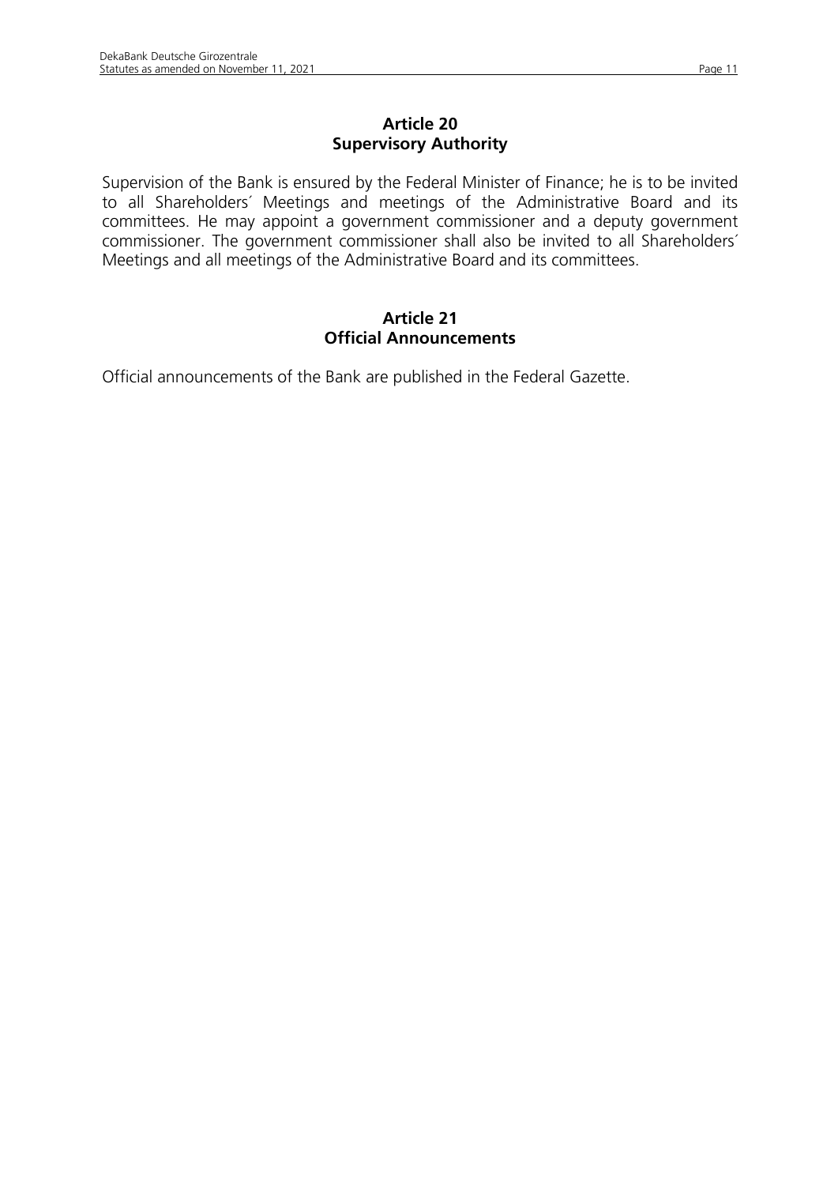## Article 20
## Supervisory Authority

Supervision of the Bank is ensured by the Federal Minister of Finance; he is to be invited to all Shareholders´ Meetings and meetings of the Administrative Board and its committees. He may appoint a government commissioner and a deputy government commissioner. The government commissioner shall also be invited to all Shareholders´ Meetings and all meetings of the Administrative Board and its committees.

## Article 21
## Official Announcements

Official announcements of the Bank are published in the Federal Gazette.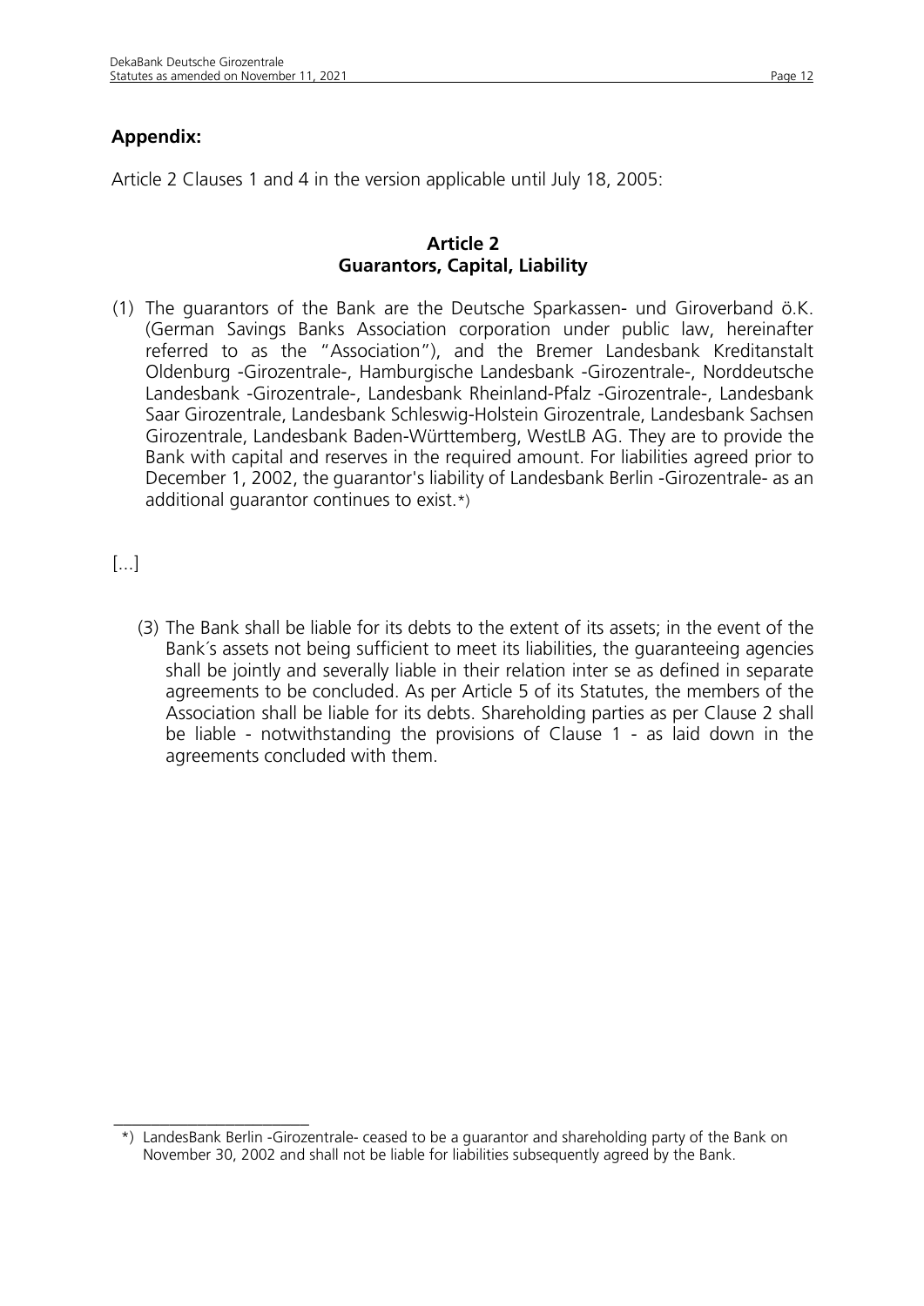## Appendix:

Article 2 Clauses 1 and 4 in the version applicable until July 18, 2005:

### Article 2
### Guarantors, Capital, Liability

(1) The guarantors of the Bank are the Deutsche Sparkassen- und Giroverband ö.K. (German Savings Banks Association corporation under public law, hereinafter referred to as the "Association"), and the Bremer Landesbank Kreditanstalt Oldenburg -Girozentrale-, Hamburgische Landesbank -Girozentrale-, Norddeutsche Landesbank -Girozentrale-, Landesbank Rheinland-Pfalz -Girozentrale-, Landesbank Saar Girozentrale, Landesbank Schleswig-Holstein Girozentrale, Landesbank Sachsen Girozentrale, Landesbank Baden-Württemberg, WestLB AG. They are to provide the Bank with capital and reserves in the required amount. For liabilities agreed prior to December 1, 2002, the guarantor's liability of Landesbank Berlin -Girozentrale- as an additional guarantor continues to exist.*)

[...]

(3) The Bank shall be liable for its debts to the extent of its assets; in the event of the Bank´s assets not being sufficient to meet its liabilities, the guaranteeing agencies shall be jointly and severally liable in their relation inter se as defined in separate agreements to be concluded. As per Article 5 of its Statutes, the members of the Association shall be liable for its debts. Shareholding parties as per Clause 2 shall be liable - notwithstanding the provisions of Clause 1 - as laid down in the agreements concluded with them.

---

*) LandesBank Berlin -Girozentrale- ceased to be a guarantor and shareholding party of the Bank on November 30, 2002 and shall not be liable for liabilities subsequently agreed by the Bank.